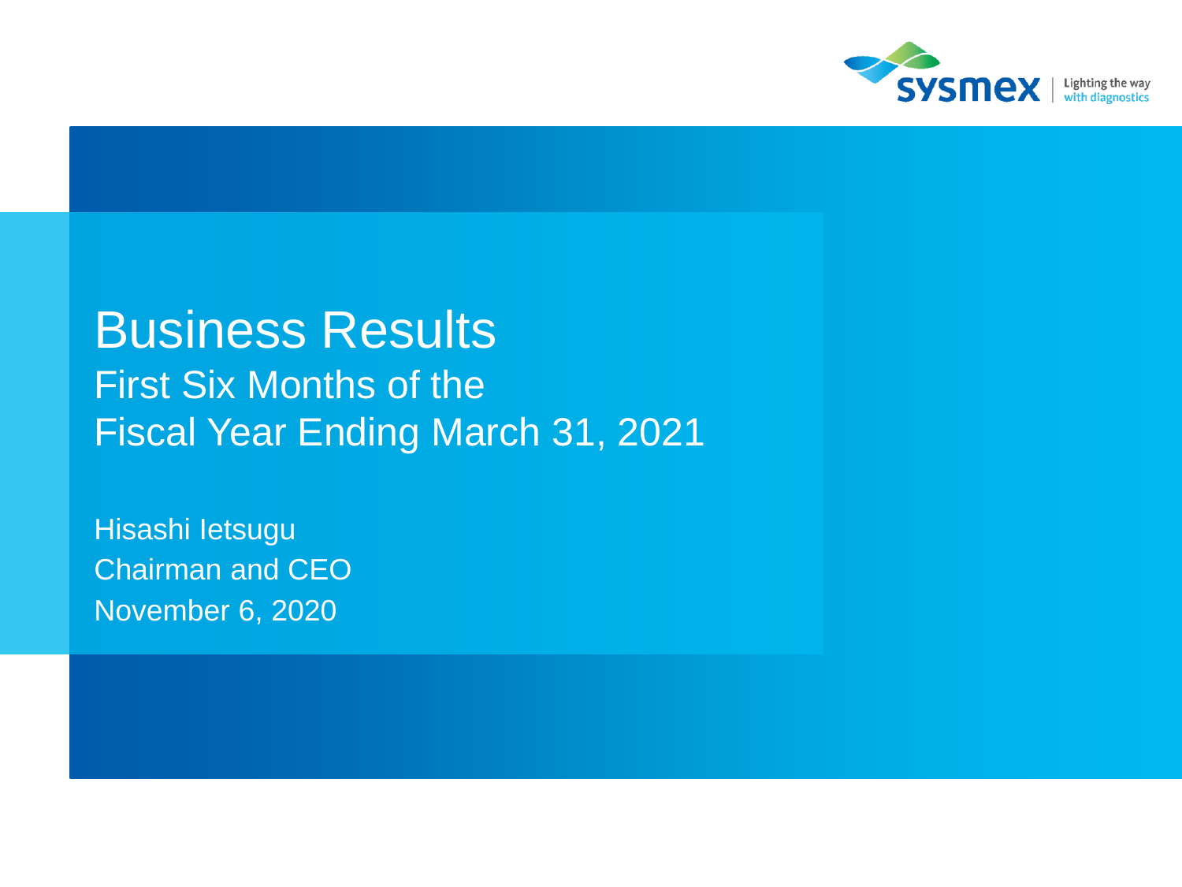sysmex | Lighting the way with diagnostics

# Business Results

## First Six Months of the Fiscal Year Ending March 31, 2021

Hisashi Ietsugu
Chairman and CEO
November 6, 2020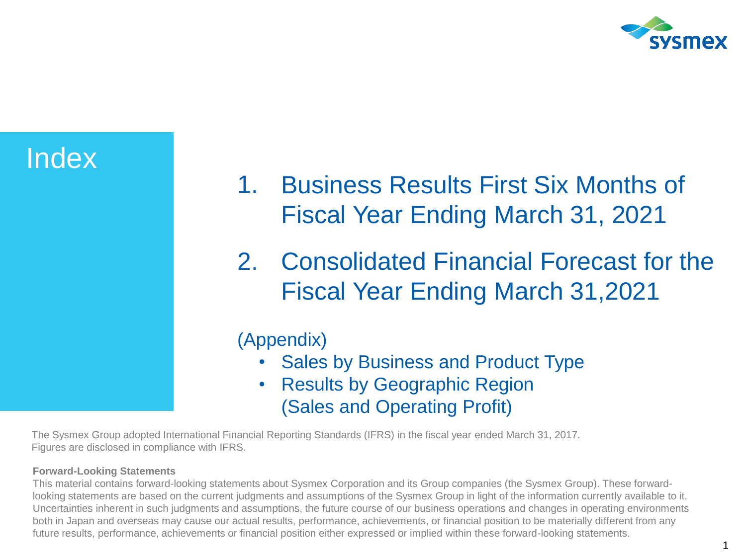# Index

1. Business Results First Six Months of Fiscal Year Ending March 31, 2021
2. Consolidated Financial Forecast for the Fiscal Year Ending March 31,2021

(Appendix)

- Sales by Business and Product Type
- Results by Geographic Region (Sales and Operating Profit)

The Sysmex Group adopted International Financial Reporting Standards (IFRS) in the fiscal year ended March 31, 2017. Figures are disclosed in compliance with IFRS.

**Forward-Looking Statements**

This material contains forward-looking statements about Sysmex Corporation and its Group companies (the Sysmex Group). These forward-looking statements are based on the current judgments and assumptions of the Sysmex Group in light of the information currently available to it. Uncertainties inherent in such judgments and assumptions, the future course of our business operations and changes in operating environments both in Japan and overseas may cause our actual results, performance, achievements, or financial position to be materially different from any future results, performance, achievements or financial position either expressed or implied within these forward-looking statements.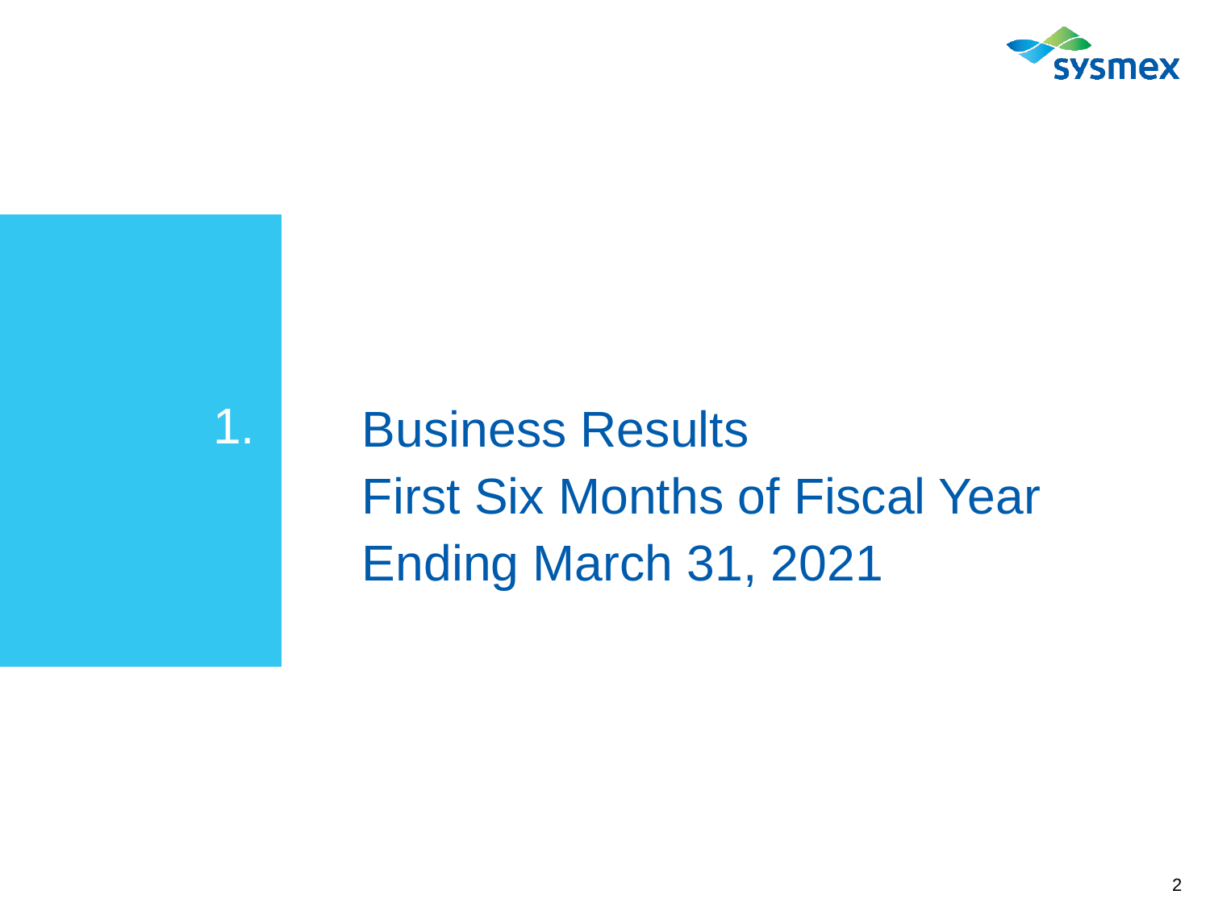# 1. Business Results First Six Months of Fiscal Year Ending March 31, 2021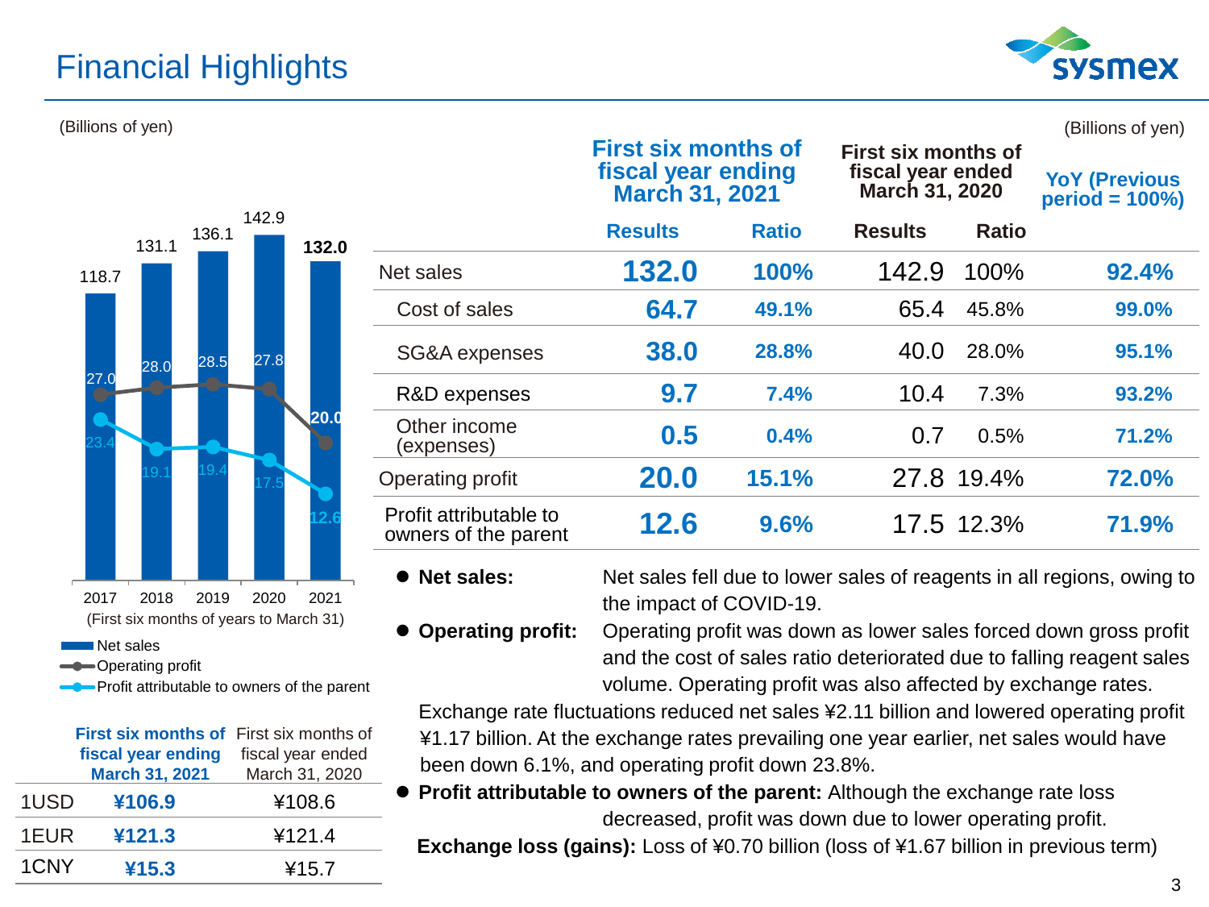# Financial Highlights

(Billions of yen)

| | 2017 | 2018 | 2019 | 2020 | 2021 |
|---|---|---|---|---|---|
| Net sales | 118.7 | 131.1 | 136.1 | 142.9 | 132.0 |
| Operating profit | 27.0 | 28.0 | 28.5 | 27.8 | 20.0 |
| Profit attributable to owners of the parent | 23.4 | 19.1 | 19.4 | 17.5 | 12.6 |

(First six months of years to March 31)

| | First six months of fiscal year ending March 31, 2021 | First six months of fiscal year ended March 31, 2020 |
|---|---|---|
| 1USD | ¥106.9 | ¥108.6 |
| 1EUR | ¥121.3 | ¥121.4 |
| 1CNY | ¥15.3 | ¥15.7 |

(Billions of yen)

| | First six months of fiscal year ending March 31, 2021 | | First six months of fiscal year ended March 31, 2020 | | YoY (Previous period = 100%) |
|---|---|---|---|---|---|
| | Results | Ratio | Results | Ratio | |
| Net sales | 132.0 | 100% | 142.9 | 100% | 92.4% |
| Cost of sales | 64.7 | 49.1% | 65.4 | 45.8% | 99.0% |
| SG&A expenses | 38.0 | 28.8% | 40.0 | 28.0% | 95.1% |
| R&D expenses | 9.7 | 7.4% | 10.4 | 7.3% | 93.2% |
| Other income (expenses) | 0.5 | 0.4% | 0.7 | 0.5% | 71.2% |
| Operating profit | 20.0 | 15.1% | 27.8 | 19.4% | 72.0% |
| Profit attributable to owners of the parent | 12.6 | 9.6% | 17.5 | 12.3% | 71.9% |

- **Net sales:** Net sales fell due to lower sales of reagents in all regions, owing to the impact of COVID-19.
- **Operating profit:** Operating profit was down as lower sales forced down gross profit and the cost of sales ratio deteriorated due to falling reagent sales volume. Operating profit was also affected by exchange rates.

  Exchange rate fluctuations reduced net sales ¥2.11 billion and lowered operating profit ¥1.17 billion. At the exchange rates prevailing one year earlier, net sales would have been down 6.1%, and operating profit down 23.8%.
- **Profit attributable to owners of the parent:** Although the exchange rate loss decreased, profit was down due to lower operating profit.

  **Exchange loss (gains):** Loss of ¥0.70 billion (loss of ¥1.67 billion in previous term)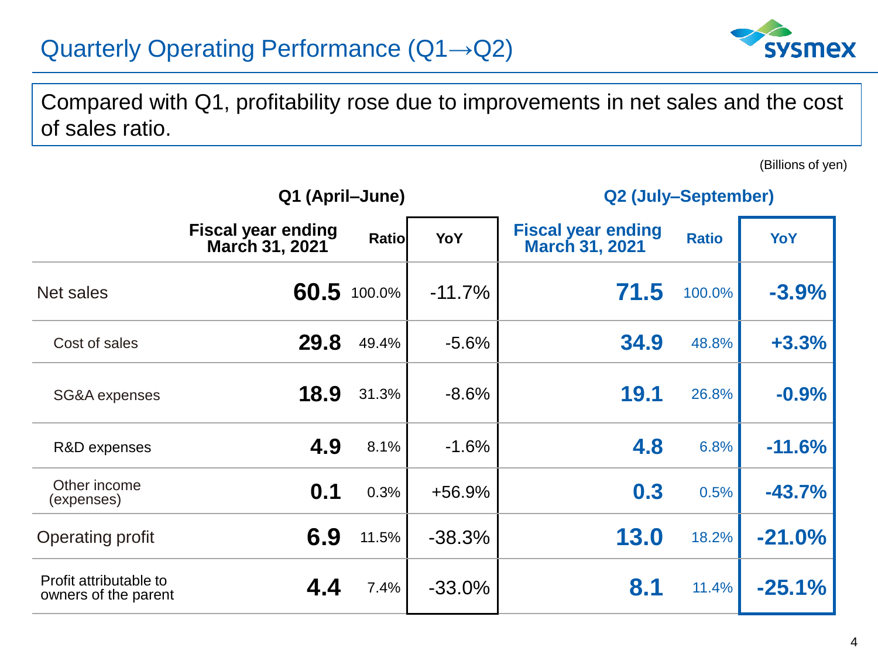# Quarterly Operating Performance (Q1→Q2)

Compared with Q1, profitability rose due to improvements in net sales and the cost of sales ratio.

(Billions of yen)

| | Q1 (April–June) | | | Q2 (July–September) | | |
|---|---|---|---|---|---|---|
| | Fiscal year ending March 31, 2021 | Ratio | YoY | Fiscal year ending March 31, 2021 | Ratio | YoY |
| Net sales | 60.5 | 100.0% | -11.7% | 71.5 | 100.0% | -3.9% |
| Cost of sales | 29.8 | 49.4% | -5.6% | 34.9 | 48.8% | +3.3% |
| SG&A expenses | 18.9 | 31.3% | -8.6% | 19.1 | 26.8% | -0.9% |
| R&D expenses | 4.9 | 8.1% | -1.6% | 4.8 | 6.8% | -11.6% |
| Other income (expenses) | 0.1 | 0.3% | +56.9% | 0.3 | 0.5% | -43.7% |
| Operating profit | 6.9 | 11.5% | -38.3% | 13.0 | 18.2% | -21.0% |
| Profit attributable to owners of the parent | 4.4 | 7.4% | -33.0% | 8.1 | 11.4% | -25.1% |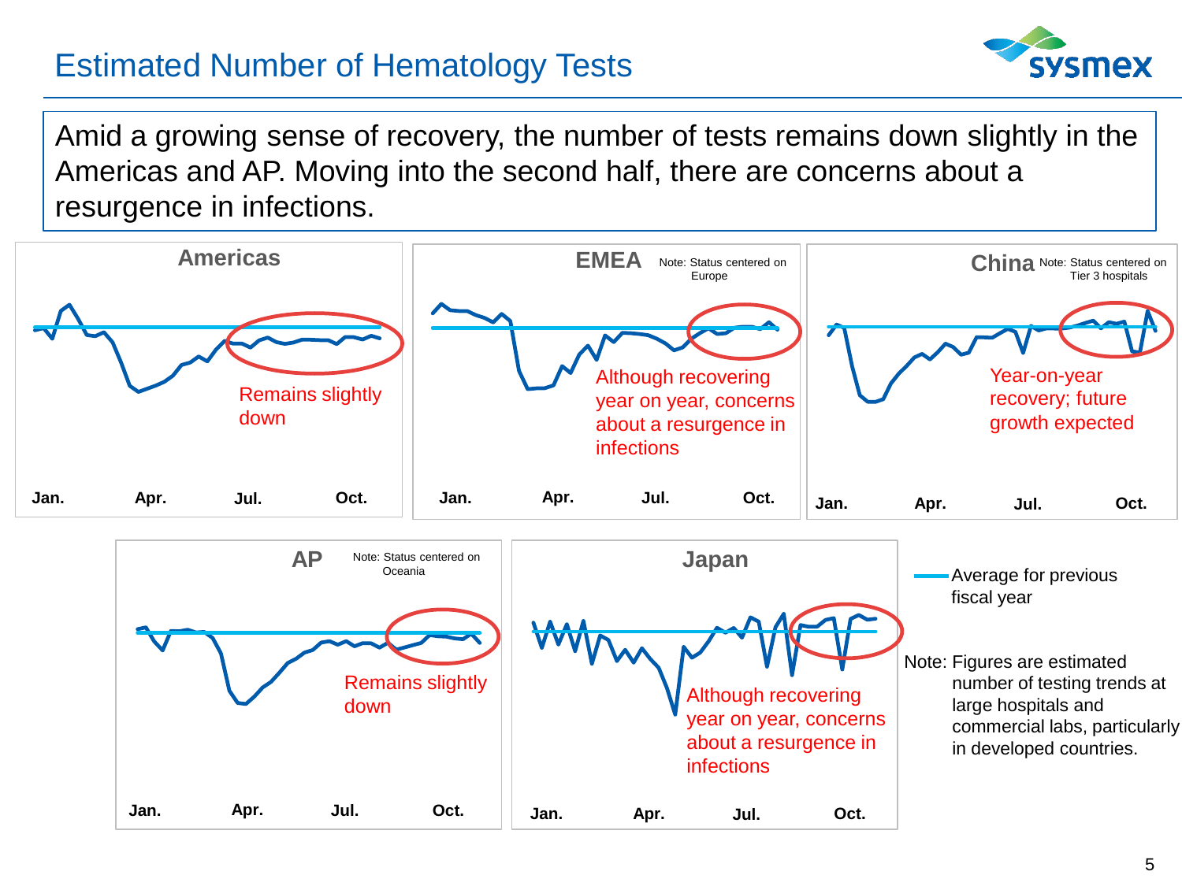# Estimated Number of Hematology Tests

Amid a growing sense of recovery, the number of tests remains down slightly in the Americas and AP. Moving into the second half, there are concerns about a resurgence in infections.

**Americas**

Remains slightly down

Jan. Apr. Jul. Oct.

**EMEA** Note: Status centered on Europe

Although recovering year on year, concerns about a resurgence in infections

Jan. Apr. Jul. Oct.

**China** Note: Status centered on Tier 3 hospitals

Year-on-year recovery; future growth expected

Jan. Apr. Jul. Oct.

**AP** Note: Status centered on Oceania

Remains slightly down

Jan. Apr. Jul. Oct.

**Japan**

Although recovering year on year, concerns about a resurgence in infections

Jan. Apr. Jul. Oct.

Average for previous fiscal year

Note: Figures are estimated number of testing trends at large hospitals and commercial labs, particularly in developed countries.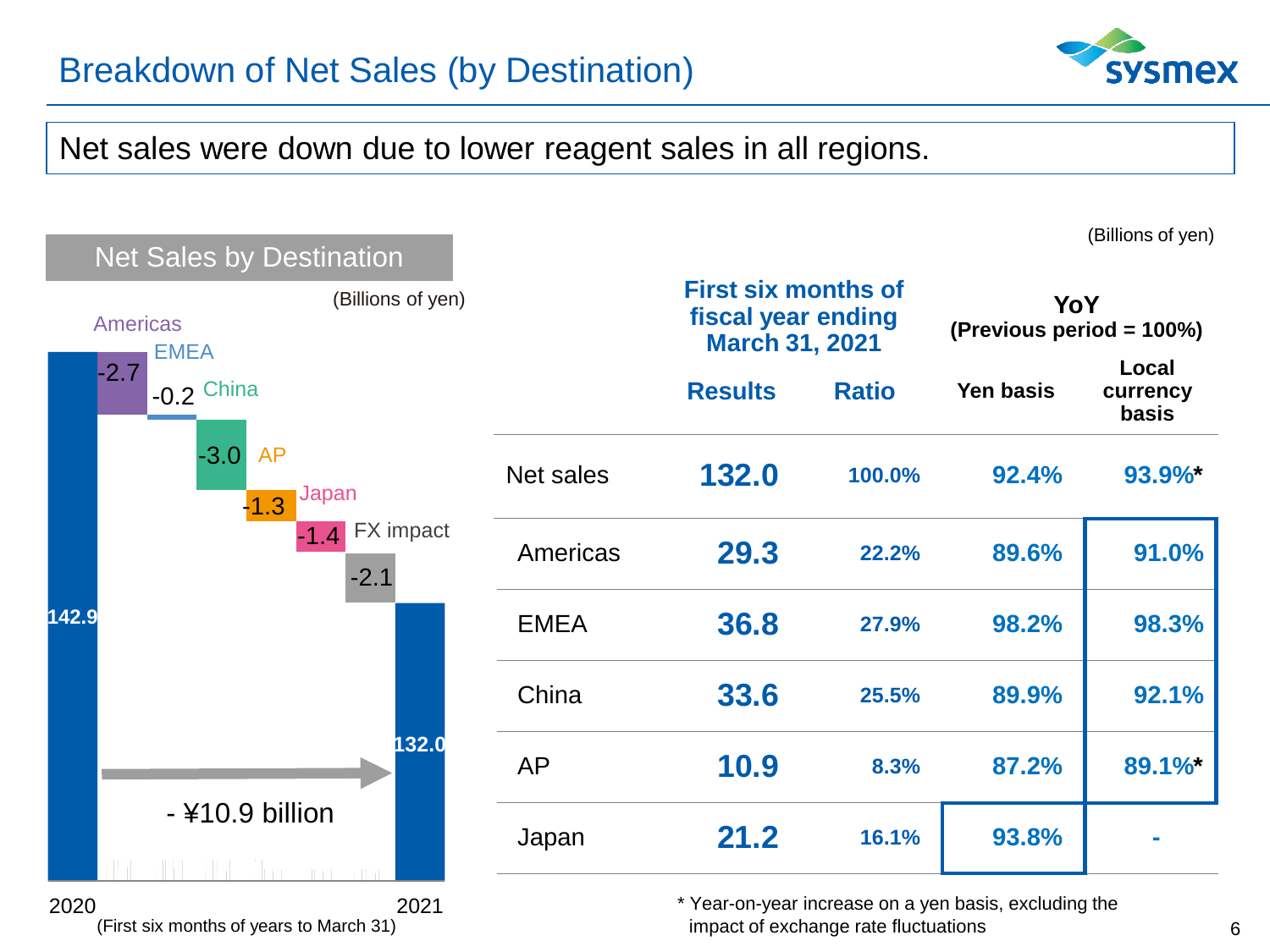# Breakdown of Net Sales (by Destination)

Net sales were down due to lower reagent sales in all regions.

## Net Sales by Destination

(Billions of yen)

- 2020: 142.9
- Americas: -2.7
- EMEA: -0.2
- China: -3.0
- AP: -1.3
- Japan: -1.4
- FX impact: -2.1
- 2021: 132.0

- ¥10.9 billion

2020 / 2021 (First six months of years to March 31)

(Billions of yen)

| | First six months of fiscal year ending March 31, 2021 | | YoY (Previous period = 100%) | |
|---|---|---|---|---|
| | Results | Ratio | Yen basis | Local currency basis |
| Net sales | 132.0 | 100.0% | 92.4% | 93.9%* |
| Americas | 29.3 | 22.2% | 89.6% | 91.0% |
| EMEA | 36.8 | 27.9% | 98.2% | 98.3% |
| China | 33.6 | 25.5% | 89.9% | 92.1% |
| AP | 10.9 | 8.3% | 87.2% | 89.1%* |
| Japan | 21.2 | 16.1% | 93.8% | - |

* Year-on-year increase on a yen basis, excluding the impact of exchange rate fluctuations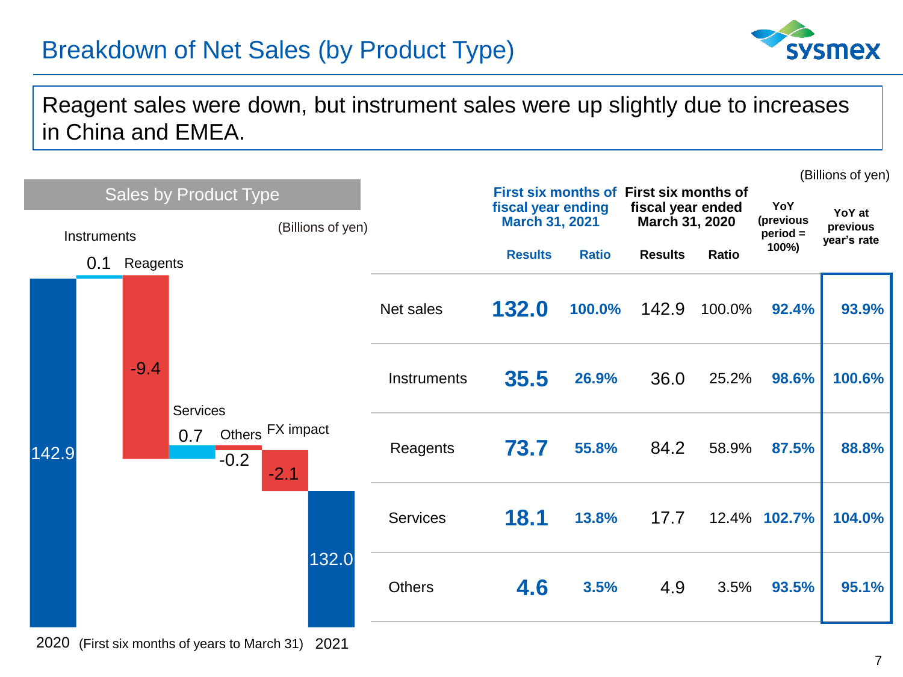# Breakdown of Net Sales (by Product Type)

Reagent sales were down, but instrument sales were up slightly due to increases in China and EMEA.

## Sales by Product Type

(Billions of yen)

| | 2020 | Instruments | Reagents | Services | Others | FX impact | 2021 |
|---|---|---|---|---|---|---|---|
| Value | 142.9 | 0.1 | -9.4 | 0.7 | -0.2 | -2.1 | 132.0 |

(First six months of years to March 31)

(Billions of yen)

| | First six months of fiscal year ending March 31, 2021 | | First six months of fiscal year ended March 31, 2020 | | YoY (previous period = 100%) | YoY at previous year's rate |
|---|---|---|---|---|---|---|
| | Results | Ratio | Results | Ratio | | |
| Net sales | **132.0** | 100.0% | 142.9 | 100.0% | 92.4% | 93.9% |
| Instruments | **35.5** | 26.9% | 36.0 | 25.2% | 98.6% | 100.6% |
| Reagents | **73.7** | 55.8% | 84.2 | 58.9% | 87.5% | 88.8% |
| Services | **18.1** | 13.8% | 17.7 | 12.4% | 102.7% | 104.0% |
| Others | **4.6** | 3.5% | 4.9 | 3.5% | 93.5% | 95.1% |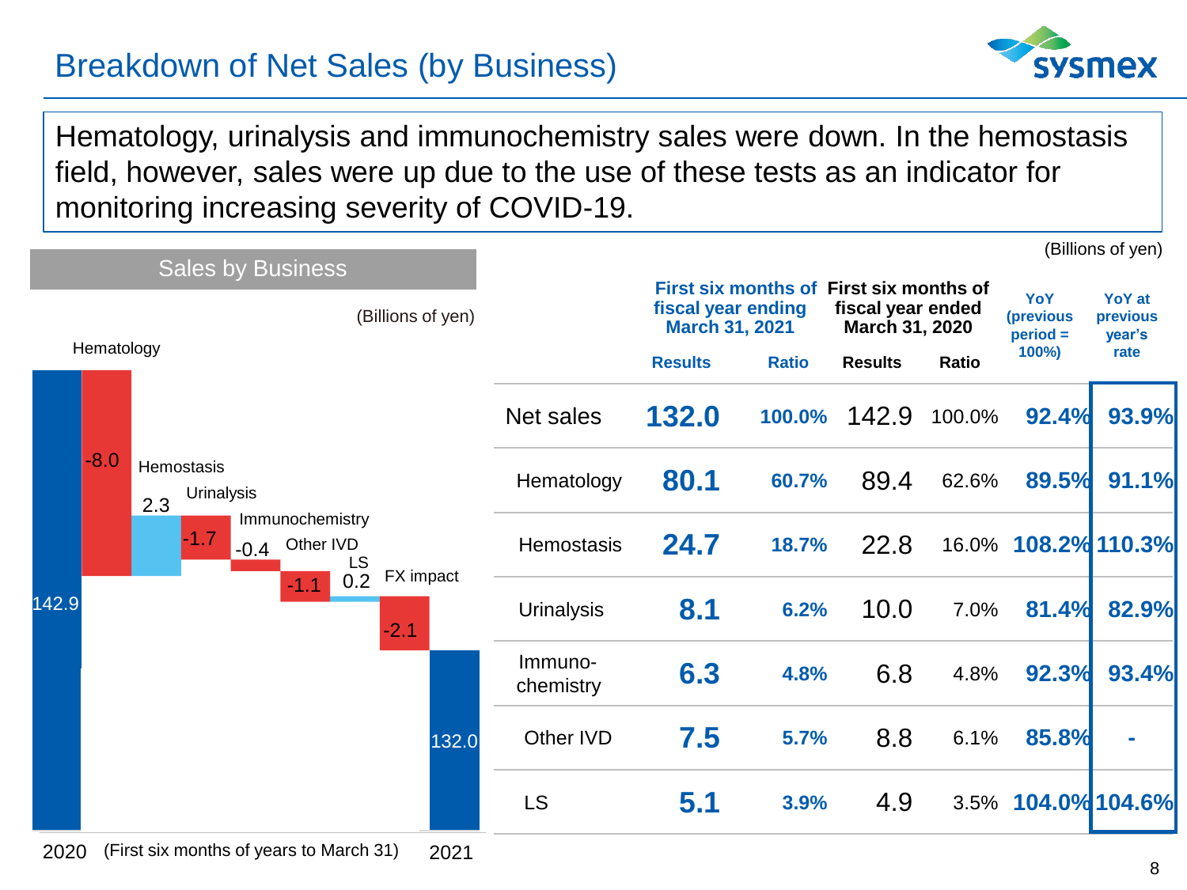# Breakdown of Net Sales (by Business)

Hematology, urinalysis and immunochemistry sales were down. In the hemostasis field, however, sales were up due to the use of these tests as an indicator for monitoring increasing severity of COVID-19.

**Sales by Business**

(Billions of yen)

| | Value |
|---|---|
| 2020 | 142.9 |
| Hematology | -8.0 |
| Hemostasis | 2.3 |
| Urinalysis | -1.7 |
| Immunochemistry | -0.4 |
| Other IVD | -1.1 |
| LS | 0.2 |
| FX impact | -2.1 |
| 2021 | 132.0 |

(First six months of years to March 31)

(Billions of yen)

| | First six months of fiscal year ending March 31, 2021 | | First six months of fiscal year ended March 31, 2020 | | YoY (previous period = 100%) | YoY at previous year's rate |
|---|---|---|---|---|---|---|
| | Results | Ratio | Results | Ratio | | |
| Net sales | **132.0** | **100.0%** | 142.9 | 100.0% | **92.4%** | **93.9%** |
| Hematology | **80.1** | **60.7%** | 89.4 | 62.6% | **89.5%** | **91.1%** |
| Hemostasis | **24.7** | **18.7%** | 22.8 | 16.0% | **108.2%** | **110.3%** |
| Urinalysis | **8.1** | **6.2%** | 10.0 | 7.0% | **81.4%** | **82.9%** |
| Immuno-chemistry | **6.3** | **4.8%** | 6.8 | 4.8% | **92.3%** | **93.4%** |
| Other IVD | **7.5** | **5.7%** | 8.8 | 6.1% | **85.8%** | **-** |
| LS | **5.1** | **3.9%** | 4.9 | 3.5% | **104.0%** | **104.6%** |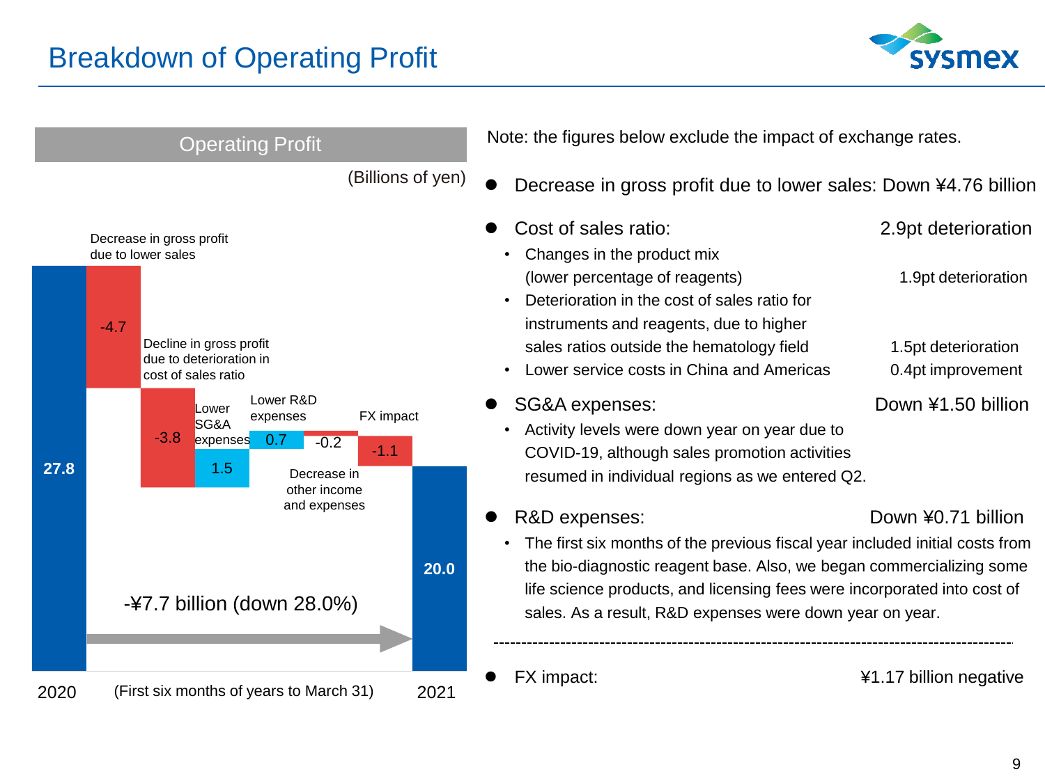# Breakdown of Operating Profit

## Operating Profit

(Billions of yen)

| | Value |
|---|---|
| 2020 | 27.8 |
| Decrease in gross profit due to lower sales | -4.7 |
| Decline in gross profit due to deterioration in cost of sales ratio | -3.8 |
| Lower SG&A expenses | 1.5 |
| Lower R&D expenses | 0.7 |
| Decrease in other income and expenses | -0.2 |
| FX impact | -1.1 |
| 2021 | 20.0 |

-¥7.7 billion (down 28.0%)

(First six months of years to March 31)

Note: the figures below exclude the impact of exchange rates.

- Decrease in gross profit due to lower sales: Down ¥4.76 billion
- Cost of sales ratio: 2.9pt deterioration
  - Changes in the product mix (lower percentage of reagents) — 1.9pt deterioration
  - Deterioration in the cost of sales ratio for instruments and reagents, due to higher sales ratios outside the hematology field — 1.5pt deterioration
  - Lower service costs in China and Americas — 0.4pt improvement
- SG&A expenses: Down ¥1.50 billion
  - Activity levels were down year on year due to COVID-19, although sales promotion activities resumed in individual regions as we entered Q2.
- R&D expenses: Down ¥0.71 billion
  - The first six months of the previous fiscal year included initial costs from the bio-diagnostic reagent base. Also, we began commercializing some life science products, and licensing fees were incorporated into cost of sales. As a result, R&D expenses were down year on year.

---

- FX impact: ¥1.17 billion negative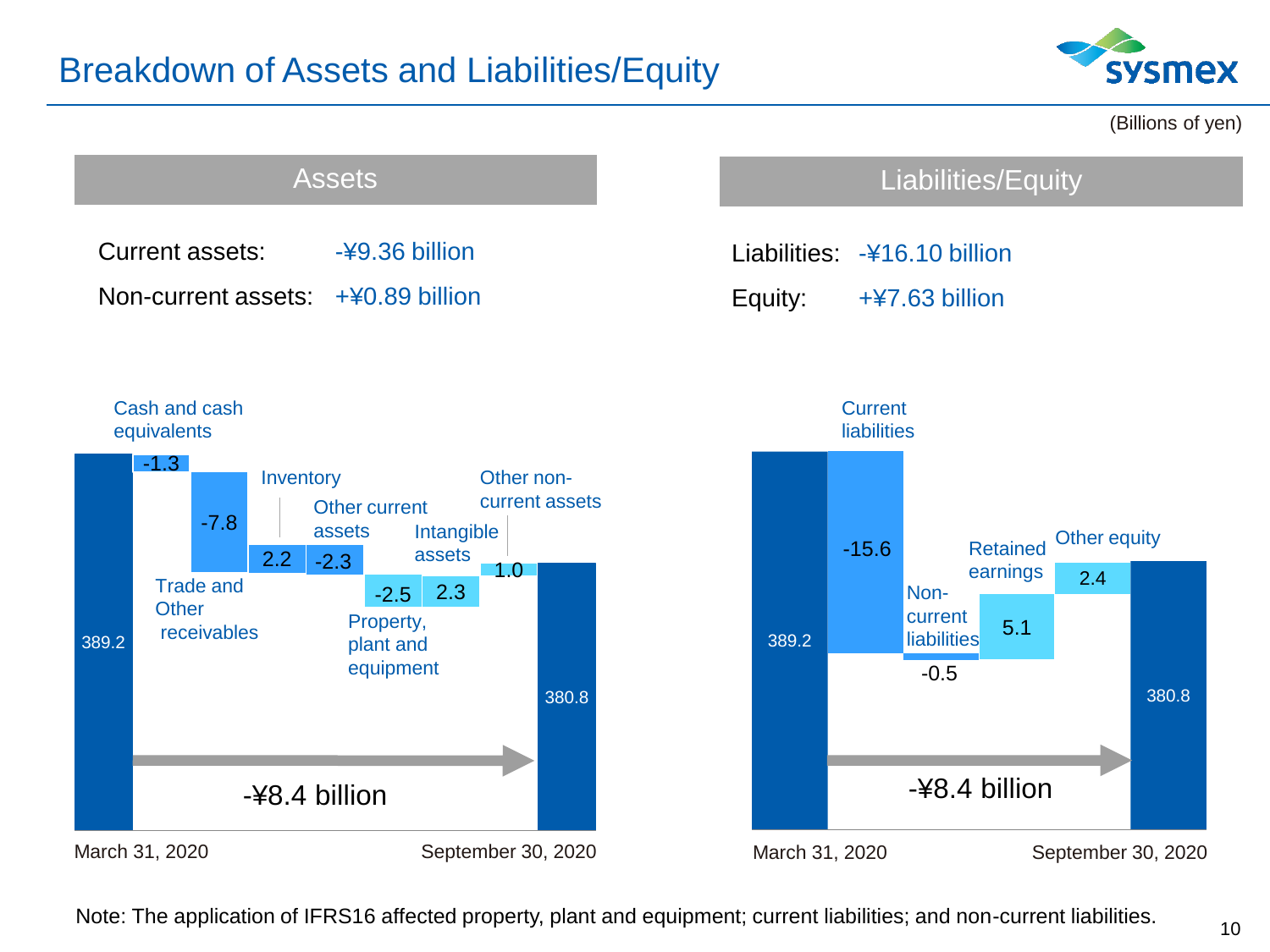# Breakdown of Assets and Liabilities/Equity

(Billions of yen)

## Assets

Current assets: -¥9.36 billion

Non-current assets: +¥0.89 billion

| Item | Amount |
|---|---|
| March 31, 2020 | 389.2 |
| Cash and cash equivalents | -1.3 |
| Trade and Other receivables | -7.8 |
| Inventory | 2.2 |
| Other current assets | -2.3 |
| Property, plant and equipment | -2.5 |
| Intangible assets | 2.3 |
| Other non-current assets | 1.0 |
| September 30, 2020 | 380.8 |

-¥8.4 billion

## Liabilities/Equity

Liabilities: -¥16.10 billion

Equity: +¥7.63 billion

| Item | Amount |
|---|---|
| March 31, 2020 | 389.2 |
| Current liabilities | -15.6 |
| Non-current liabilities | -0.5 |
| Retained earnings | 5.1 |
| Other equity | 2.4 |
| September 30, 2020 | 380.8 |

-¥8.4 billion

Note: The application of IFRS16 affected property, plant and equipment; current liabilities; and non-current liabilities.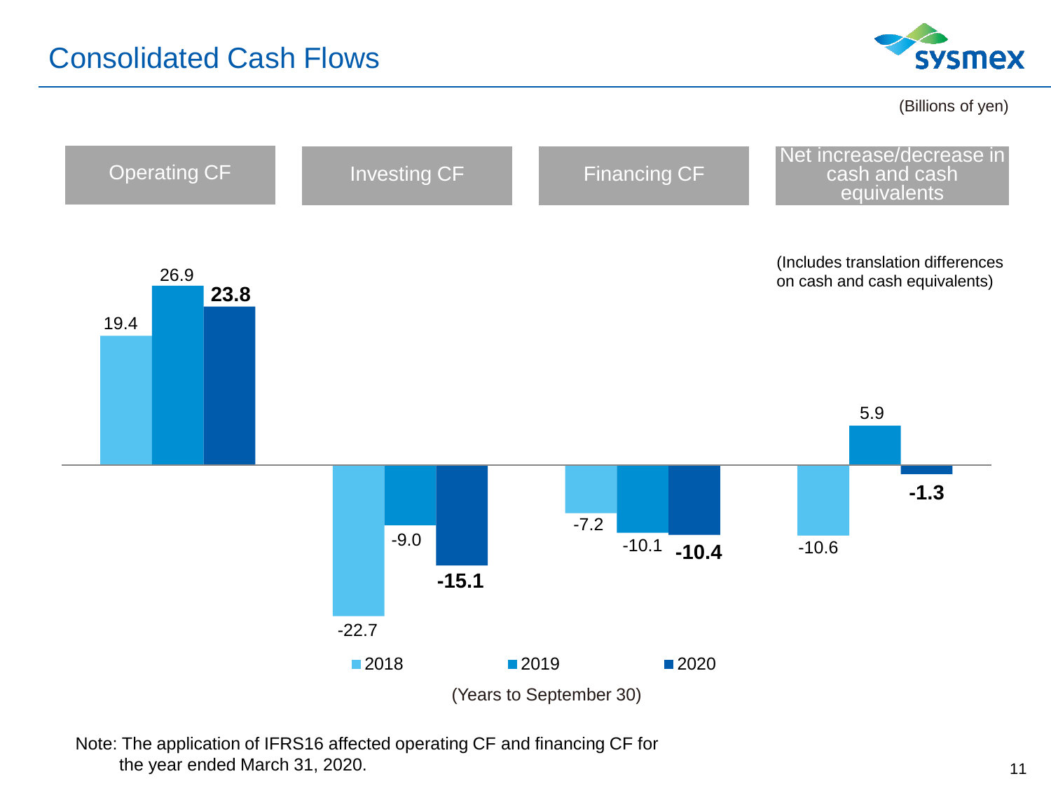# Consolidated Cash Flows

(Billions of yen)

| | Operating CF | Investing CF | Financing CF | Net increase/decrease in cash and cash equivalents |
|---|---|---|---|---|
| 2018 | 19.4 | -22.7 | -7.2 | -10.6 |
| 2019 | 26.9 | -9.0 | -10.1 | 5.9 |
| 2020 | **23.8** | **-15.1** | **-10.4** | **-1.3** |

(Includes translation differences on cash and cash equivalents)

(Years to September 30)

Note: The application of IFRS16 affected operating CF and financing CF for the year ended March 31, 2020.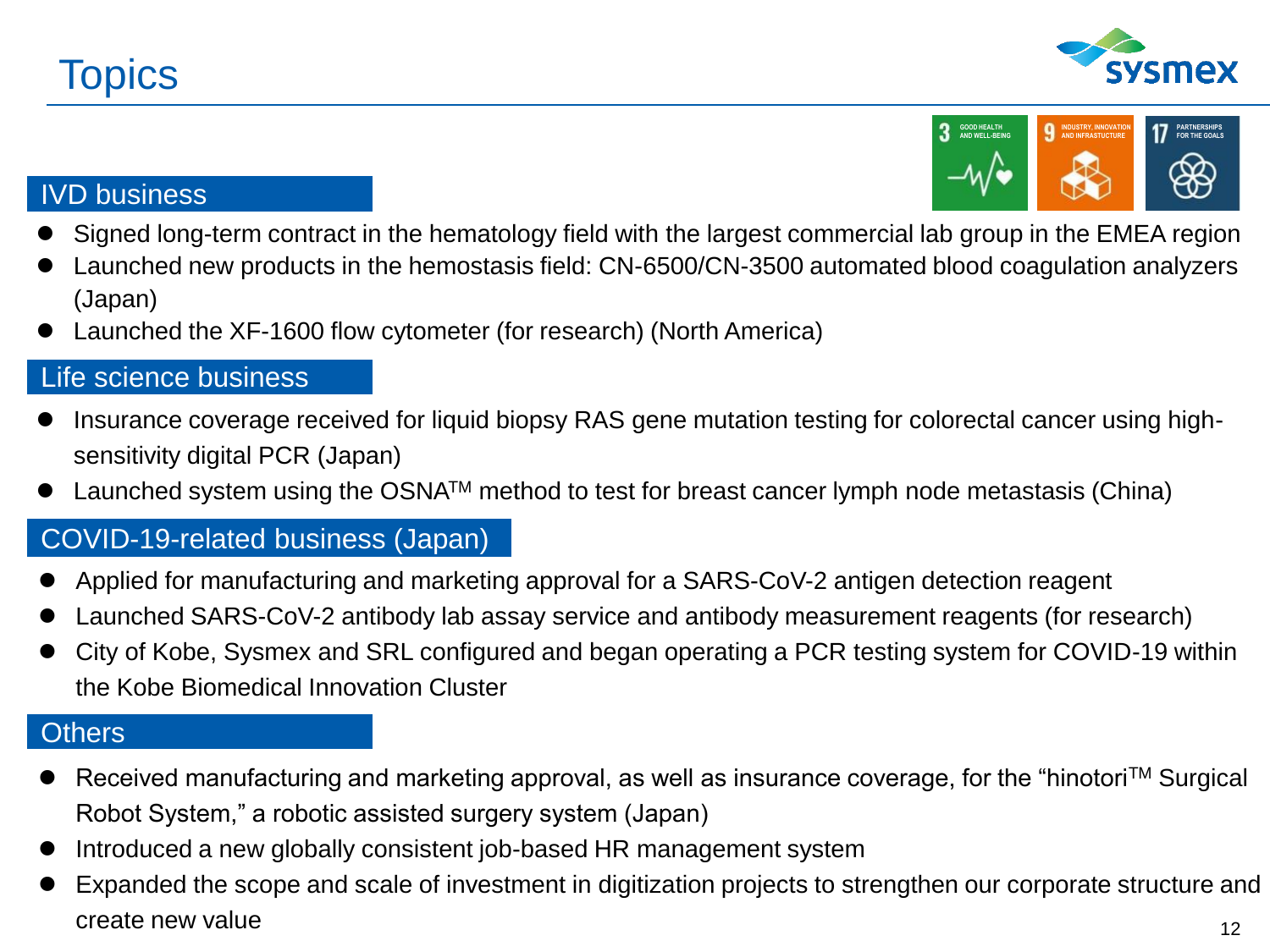# Topics

## IVD business

- Signed long-term contract in the hematology field with the largest commercial lab group in the EMEA region
- Launched new products in the hemostasis field: CN-6500/CN-3500 automated blood coagulation analyzers (Japan)
- Launched the XF-1600 flow cytometer (for research) (North America)

## Life science business

- Insurance coverage received for liquid biopsy RAS gene mutation testing for colorectal cancer using high-sensitivity digital PCR (Japan)
- Launched system using the OSNA™ method to test for breast cancer lymph node metastasis (China)

## COVID-19-related business (Japan)

- Applied for manufacturing and marketing approval for a SARS-CoV-2 antigen detection reagent
- Launched SARS-CoV-2 antibody lab assay service and antibody measurement reagents (for research)
- City of Kobe, Sysmex and SRL configured and began operating a PCR testing system for COVID-19 within the Kobe Biomedical Innovation Cluster

## Others

- Received manufacturing and marketing approval, as well as insurance coverage, for the "hinotori™ Surgical Robot System," a robotic assisted surgery system (Japan)
- Introduced a new globally consistent job-based HR management system
- Expanded the scope and scale of investment in digitization projects to strengthen our corporate structure and create new value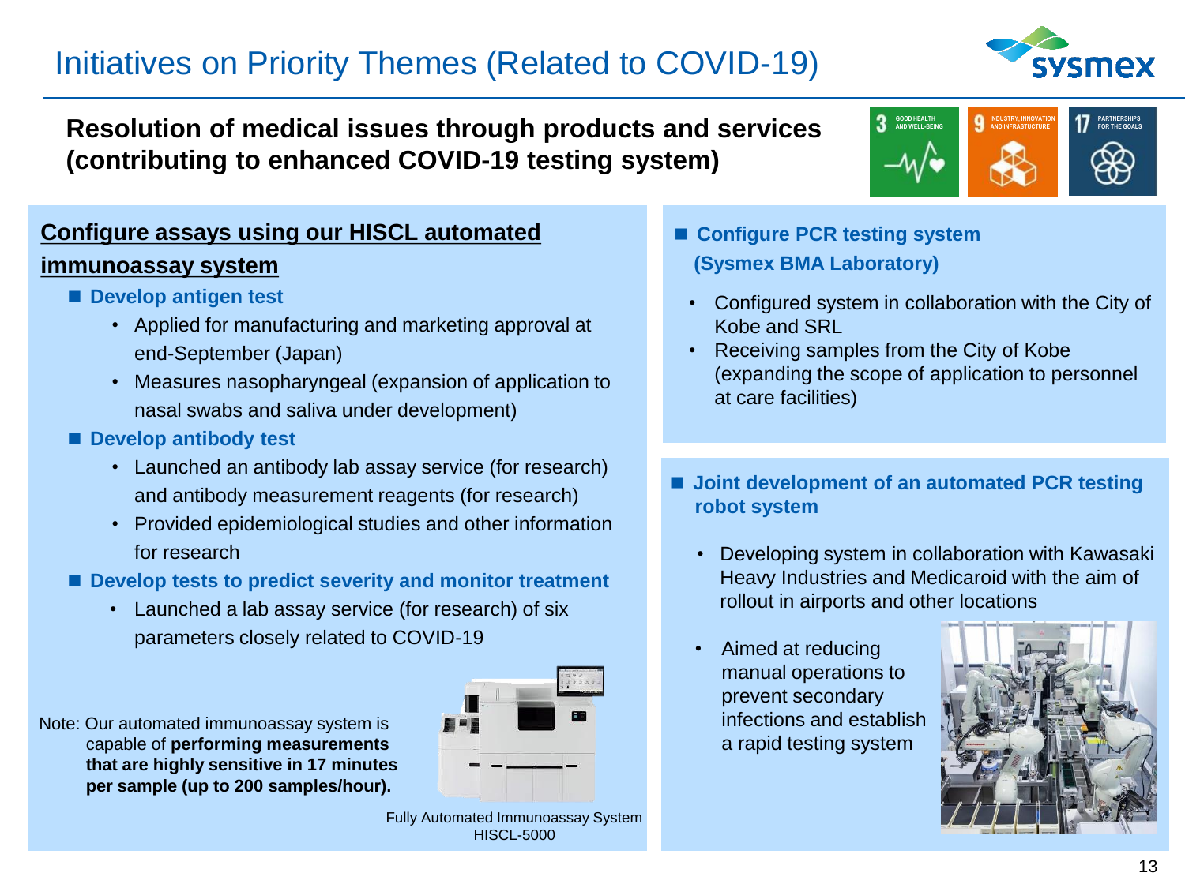# Initiatives on Priority Themes (Related to COVID-19)

## Resolution of medical issues through products and services (contributing to enhanced COVID-19 testing system)

### Configure assays using our HISCL automated immunoassay system

- **Develop antigen test**
  - Applied for manufacturing and marketing approval at end-September (Japan)
  - Measures nasopharyngeal (expansion of application to nasal swabs and saliva under development)
- **Develop antibody test**
  - Launched an antibody lab assay service (for research) and antibody measurement reagents (for research)
  - Provided epidemiological studies and other information for research
- **Develop tests to predict severity and monitor treatment**
  - Launched a lab assay service (for research) of six parameters closely related to COVID-19

Note: Our automated immunoassay system is capable of **performing measurements that are highly sensitive in 17 minutes per sample (up to 200 samples/hour).**

Fully Automated Immunoassay System HISCL-5000

### Configure PCR testing system (Sysmex BMA Laboratory)

- Configured system in collaboration with the City of Kobe and SRL
- Receiving samples from the City of Kobe (expanding the scope of application to personnel at care facilities)

### Joint development of an automated PCR testing robot system

- Developing system in collaboration with Kawasaki Heavy Industries and Medicaroid with the aim of rollout in airports and other locations
- Aimed at reducing manual operations to prevent secondary infections and establish a rapid testing system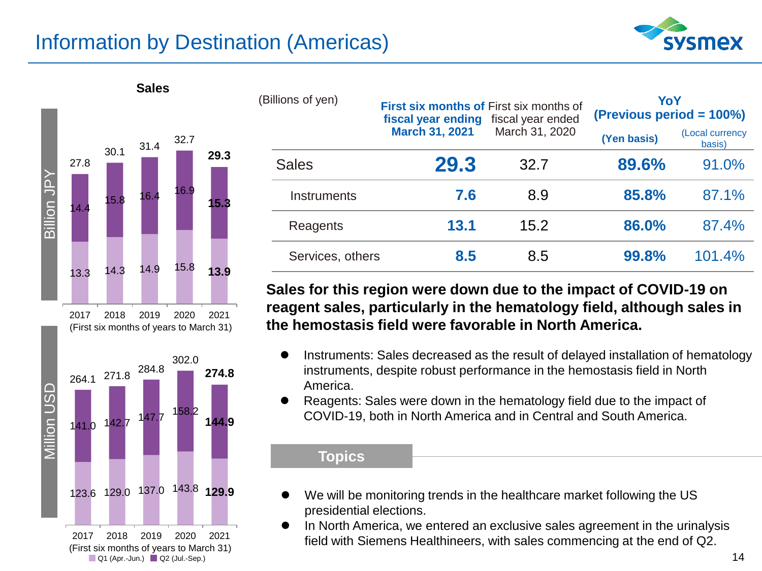# Information by Destination (Americas)

**Sales**

Billion JPY

| | 2017 | 2018 | 2019 | 2020 | 2021 |
|---|---|---|---|---|---|
| Q2 (Jul.-Sep.) | 14.4 | 15.8 | 16.4 | 16.9 | **15.3** |
| Q1 (Apr.-Jun.) | 13.3 | 14.3 | 14.9 | 15.8 | **13.9** |
| Total | 27.8 | 30.1 | 31.4 | 32.7 | **29.3** |

(First six months of years to March 31)

Million USD

| | 2017 | 2018 | 2019 | 2020 | 2021 |
|---|---|---|---|---|---|
| Q2 (Jul.-Sep.) | 141.0 | 142.7 | 147.7 | 158.2 | **144.9** |
| Q1 (Apr.-Jun.) | 123.6 | 129.0 | 137.0 | 143.8 | **129.9** |
| Total | 264.1 | 271.8 | 284.8 | 302.0 | **274.8** |

(First six months of years to March 31)

Q1 (Apr.-Jun.) Q2 (Jul.-Sep.)

| (Billions of yen) | **First six months of fiscal year ending March 31, 2021** | First six months of fiscal year ended March 31, 2020 | **YoY (Previous period = 100%)** | |
|---|---|---|---|---|
| | | | **(Yen basis)** | (Local currency basis) |
| Sales | **29.3** | 32.7 | **89.6%** | 91.0% |
| Instruments | **7.6** | 8.9 | **85.8%** | 87.1% |
| Reagents | **13.1** | 15.2 | **86.0%** | 87.4% |
| Services, others | **8.5** | 8.5 | **99.8%** | 101.4% |

**Sales for this region were down due to the impact of COVID-19 on reagent sales, particularly in the hematology field, although sales in the hemostasis field were favorable in North America.**

- Instruments: Sales decreased as the result of delayed installation of hematology instruments, despite robust performance in the hemostasis field in North America.
- Reagents: Sales were down in the hematology field due to the impact of COVID-19, both in North America and in Central and South America.

## Topics

- We will be monitoring trends in the healthcare market following the US presidential elections.
- In North America, we entered an exclusive sales agreement in the urinalysis field with Siemens Healthineers, with sales commencing at the end of Q2.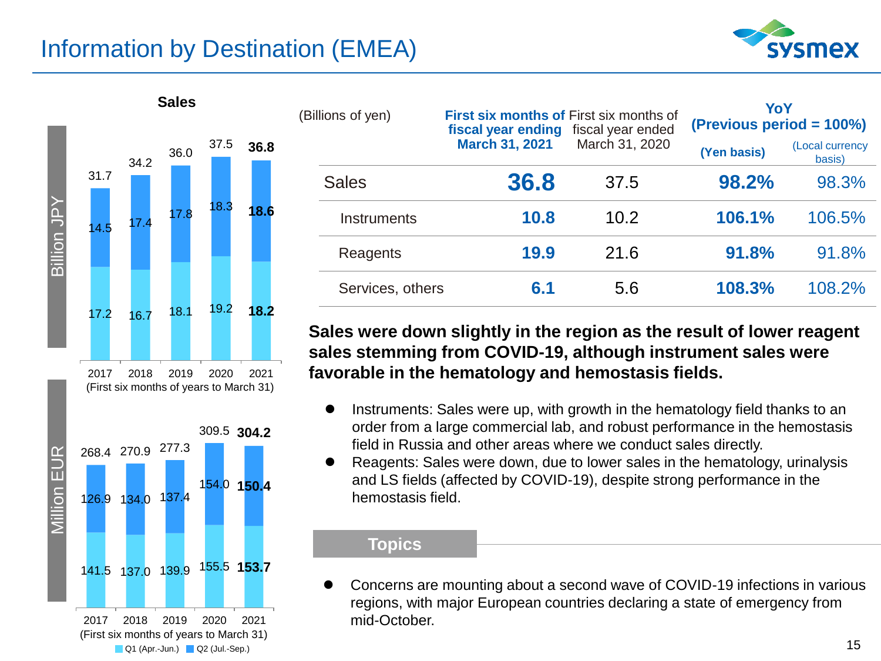# Information by Destination (EMEA)

## Sales

**Billion JPY**

| Year (First six months of years to March 31) | Q1 (Apr.-Jun.) | Q2 (Jul.-Sep.) | Total |
|---|---|---|---|
| 2017 | 17.2 | 14.5 | 31.7 |
| 2018 | 16.7 | 17.4 | 34.2 |
| 2019 | 18.1 | 17.8 | 36.0 |
| 2020 | 19.2 | 18.3 | 37.5 |
| 2021 | **18.2** | **18.6** | **36.8** |

**Million EUR**

| Year (First six months of years to March 31) | Q1 (Apr.-Jun.) | Q2 (Jul.-Sep.) | Total |
|---|---|---|---|
| 2017 | 141.5 | 126.9 | 268.4 |
| 2018 | 137.0 | 134.0 | 270.9 |
| 2019 | 139.9 | 137.4 | 277.3 |
| 2020 | 155.5 | 154.0 | 309.5 |
| 2021 | **153.7** | **150.4** | **304.2** |

| (Billions of yen) | **First six months of fiscal year ending March 31, 2021** | First six months of fiscal year ended March 31, 2020 | **YoY (Previous period = 100%)** | |
|---|---|---|---|---|
| | | | **(Yen basis)** | (Local currency basis) |
| Sales | **36.8** | 37.5 | **98.2%** | 98.3% |
| Instruments | **10.8** | 10.2 | **106.1%** | 106.5% |
| Reagents | **19.9** | 21.6 | **91.8%** | 91.8% |
| Services, others | **6.1** | 5.6 | **108.3%** | 108.2% |

**Sales were down slightly in the region as the result of lower reagent sales stemming from COVID-19, although instrument sales were favorable in the hematology and hemostasis fields.**

- Instruments: Sales were up, with growth in the hematology field thanks to an order from a large commercial lab, and robust performance in the hemostasis field in Russia and other areas where we conduct sales directly.
- Reagents: Sales were down, due to lower sales in the hematology, urinalysis and LS fields (affected by COVID-19), despite strong performance in the hemostasis field.

## Topics

- Concerns are mounting about a second wave of COVID-19 infections in various regions, with major European countries declaring a state of emergency from mid-October.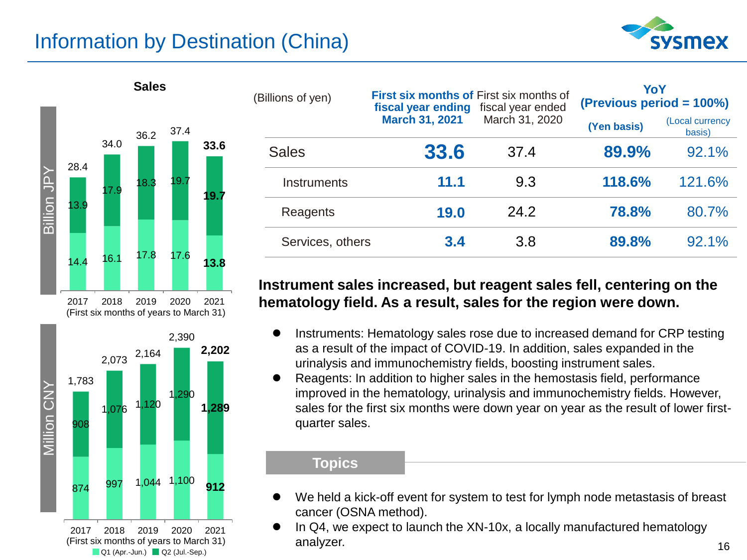# Information by Destination (China)

**Sales**

Billion JPY (First six months of years to March 31)

| | 2017 | 2018 | 2019 | 2020 | 2021 |
|---|---|---|---|---|---|
| Q1 (Apr.-Jun.) | 14.4 | 16.1 | 17.8 | 17.6 | **13.8** |
| Q2 (Jul.-Sep.) | 13.9 | 17.9 | 18.3 | 19.7 | **19.7** |
| Total | 28.4 | 34.0 | 36.2 | 37.4 | **33.6** |

Million CNY (First six months of years to March 31)

| | 2017 | 2018 | 2019 | 2020 | 2021 |
|---|---|---|---|---|---|
| Q1 (Apr.-Jun.) | 874 | 997 | 1,044 | 1,100 | **912** |
| Q2 (Jul.-Sep.) | 908 | 1,076 | 1,120 | 1,290 | **1,289** |
| Total | 1,783 | 2,073 | 2,164 | 2,390 | **2,202** |

| (Billions of yen) | First six months of fiscal year ending March 31, 2021 | First six months of fiscal year ended March 31, 2020 | YoY (Previous period = 100%) (Yen basis) | (Local currency basis) |
|---|---|---|---|---|
| Sales | **33.6** | 37.4 | **89.9%** | 92.1% |
| Instruments | **11.1** | 9.3 | **118.6%** | 121.6% |
| Reagents | **19.0** | 24.2 | **78.8%** | 80.7% |
| Services, others | **3.4** | 3.8 | **89.8%** | 92.1% |

**Instrument sales increased, but reagent sales fell, centering on the hematology field. As a result, sales for the region were down.**

- Instruments: Hematology sales rose due to increased demand for CRP testing as a result of the impact of COVID-19. In addition, sales expanded in the urinalysis and immunochemistry fields, boosting instrument sales.
- Reagents: In addition to higher sales in the hemostasis field, performance improved in the hematology, urinalysis and immunochemistry fields. However, sales for the first six months were down year on year as the result of lower first-quarter sales.

## Topics

- We held a kick-off event for system to test for lymph node metastasis of breast cancer (OSNA method).
- In Q4, we expect to launch the XN-10x, a locally manufactured hematology analyzer.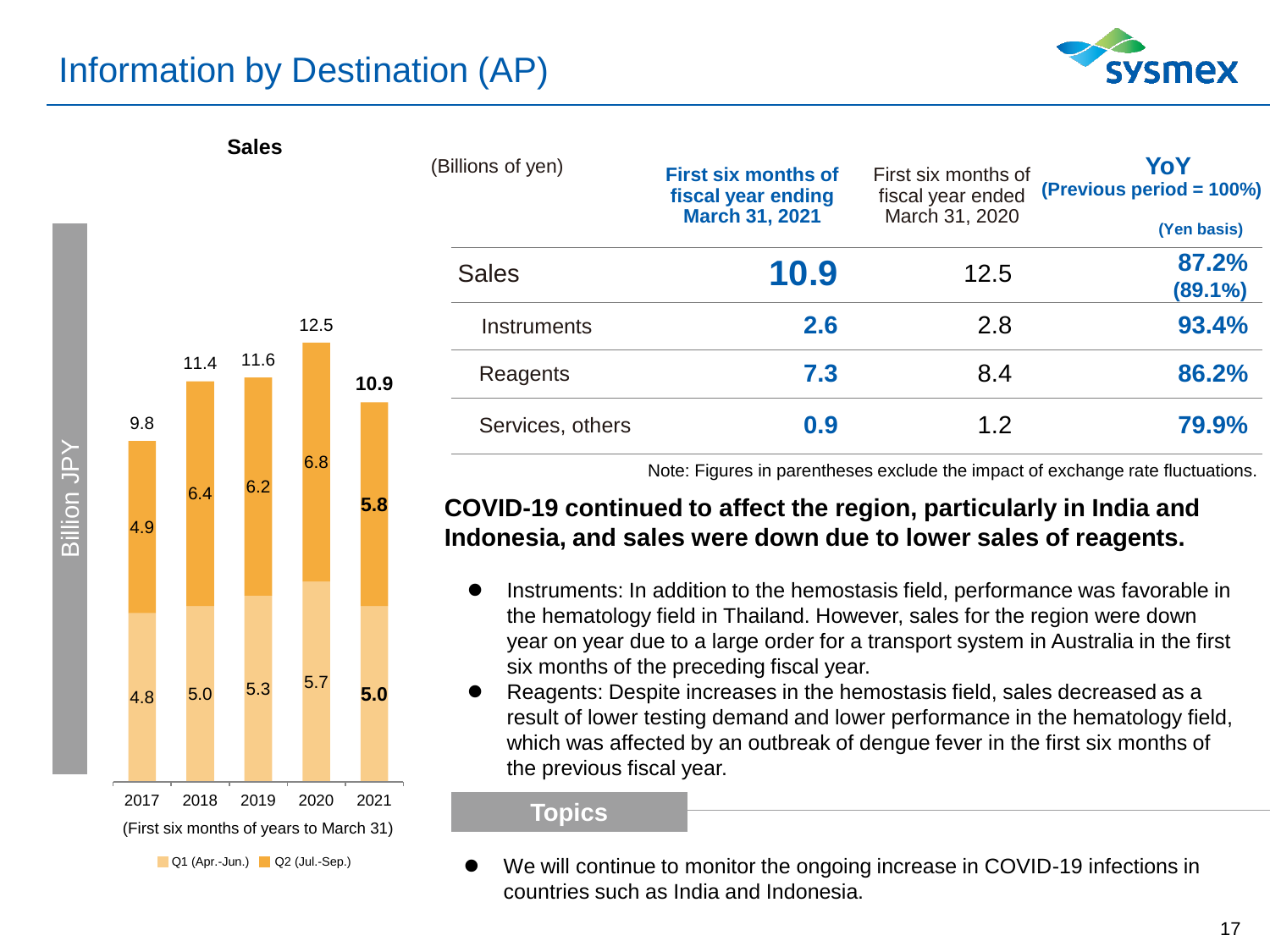# Information by Destination (AP)

**Sales**

Billion JPY

| (First six months of years to March 31) | 2017 | 2018 | 2019 | 2020 | 2021 |
|---|---|---|---|---|---|
| Q1 (Apr.-Jun.) | 4.8 | 5.0 | 5.3 | 5.7 | **5.0** |
| Q2 (Jul.-Sep.) | 4.9 | 6.4 | 6.2 | 6.8 | **5.8** |
| Total | 9.8 | 11.4 | 11.6 | 12.5 | **10.9** |

| (Billions of yen) | First six months of fiscal year ending March 31, 2021 | First six months of fiscal year ended March 31, 2020 | YoY (Previous period = 100%) (Yen basis) |
|---|---|---|---|
| Sales | **10.9** | 12.5 | **87.2% (89.1%)** |
| Instruments | **2.6** | 2.8 | **93.4%** |
| Reagents | **7.3** | 8.4 | **86.2%** |
| Services, others | **0.9** | 1.2 | **79.9%** |

Note: Figures in parentheses exclude the impact of exchange rate fluctuations.

**COVID-19 continued to affect the region, particularly in India and Indonesia, and sales were down due to lower sales of reagents.**

- Instruments: In addition to the hemostasis field, performance was favorable in the hematology field in Thailand. However, sales for the region were down year on year due to a large order for a transport system in Australia in the first six months of the preceding fiscal year.
- Reagents: Despite increases in the hemostasis field, sales decreased as a result of lower testing demand and lower performance in the hematology field, which was affected by an outbreak of dengue fever in the first six months of the previous fiscal year.

**Topics**

- We will continue to monitor the ongoing increase in COVID-19 infections in countries such as India and Indonesia.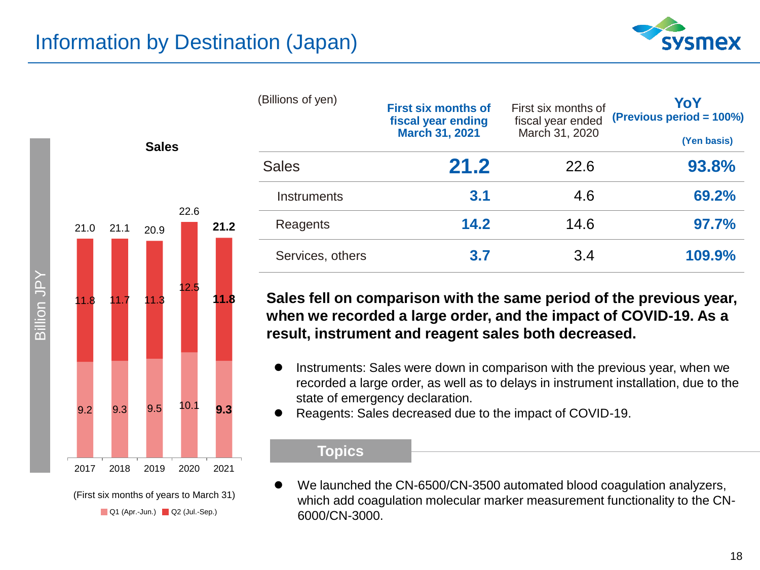# Information by Destination (Japan)

**Sales**

Billion JPY

| | 2017 | 2018 | 2019 | 2020 | 2021 |
|---|---|---|---|---|---|
| Q1 (Apr.-Jun.) | 9.2 | 9.3 | 9.5 | 10.1 | **9.3** |
| Q2 (Jul.-Sep.) | 11.8 | 11.7 | 11.3 | 12.5 | **11.8** |
| Total | 21.0 | 21.1 | 20.9 | 22.6 | **21.2** |

(First six months of years to March 31)

| (Billions of yen) | **First six months of fiscal year ending March 31, 2021** | First six months of fiscal year ended March 31, 2020 | **YoY (Previous period = 100%) (Yen basis)** |
|---|---|---|---|
| Sales | **21.2** | 22.6 | **93.8%** |
| Instruments | **3.1** | 4.6 | **69.2%** |
| Reagents | **14.2** | 14.6 | **97.7%** |
| Services, others | **3.7** | 3.4 | **109.9%** |

**Sales fell on comparison with the same period of the previous year, when we recorded a large order, and the impact of COVID-19. As a result, instrument and reagent sales both decreased.**

- Instruments: Sales were down in comparison with the previous year, when we recorded a large order, as well as to delays in instrument installation, due to the state of emergency declaration.
- Reagents: Sales decreased due to the impact of COVID-19.

**Topics**

- We launched the CN-6500/CN-3500 automated blood coagulation analyzers, which add coagulation molecular marker measurement functionality to the CN-6000/CN-3000.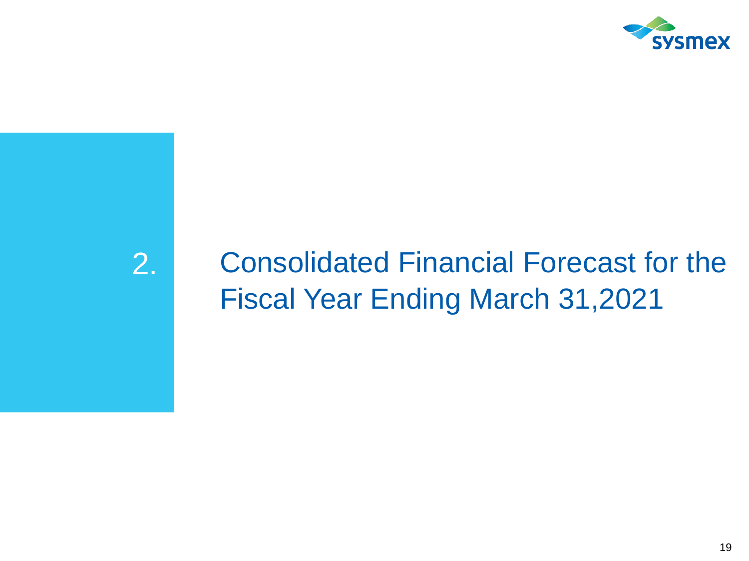# 2. Consolidated Financial Forecast for the Fiscal Year Ending March 31,2021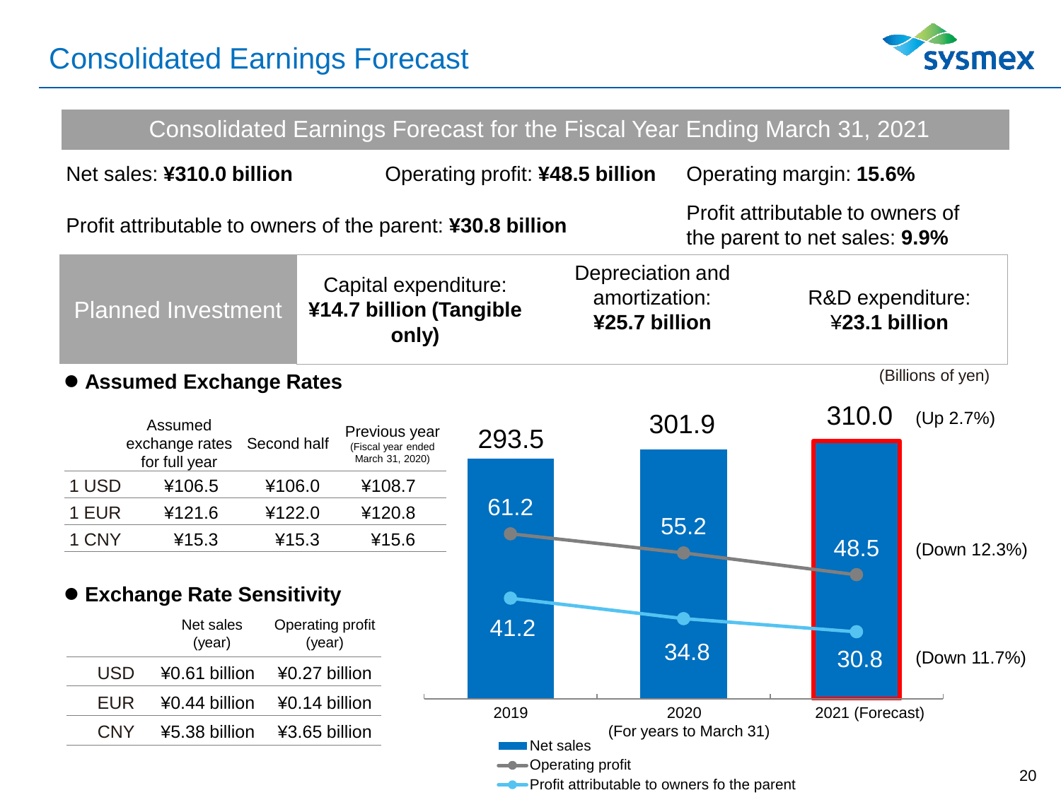# Consolidated Earnings Forecast

## Consolidated Earnings Forecast for the Fiscal Year Ending March 31, 2021

Net sales: **¥310.0 billion**

Operating profit: **¥48.5 billion**

Operating margin: **15.6%**

Profit attributable to owners of the parent: **¥30.8 billion**

Profit attributable to owners of the parent to net sales: **9.9%**

| Planned Investment | Capital expenditure: **¥14.7 billion (Tangible only)** | Depreciation and amortization: **¥25.7 billion** | R&D expenditure: **¥23.1 billion** |
|---|---|---|---|

### ● Assumed Exchange Rates

| | Assumed exchange rates for full year | Second half | Previous year (Fiscal year ended March 31, 2020) |
|---|---|---|---|
| 1 USD | ¥106.5 | ¥106.0 | ¥108.7 |
| 1 EUR | ¥121.6 | ¥122.0 | ¥120.8 |
| 1 CNY | ¥15.3 | ¥15.3 | ¥15.6 |

### ● Exchange Rate Sensitivity

| | Net sales (year) | Operating profit (year) |
|---|---|---|
| USD | ¥0.61 billion | ¥0.27 billion |
| EUR | ¥0.44 billion | ¥0.14 billion |
| CNY | ¥5.38 billion | ¥3.65 billion |

(Billions of yen)

| (For years to March 31) | 2019 | 2020 | 2021 (Forecast) | |
|---|---|---|---|---|
| Net sales | 293.5 | 301.9 | 310.0 | (Up 2.7%) |
| Operating profit | 61.2 | 55.2 | 48.5 | (Down 12.3%) |
| Profit attributable to owners fo the parent | 41.2 | 34.8 | 30.8 | (Down 11.7%) |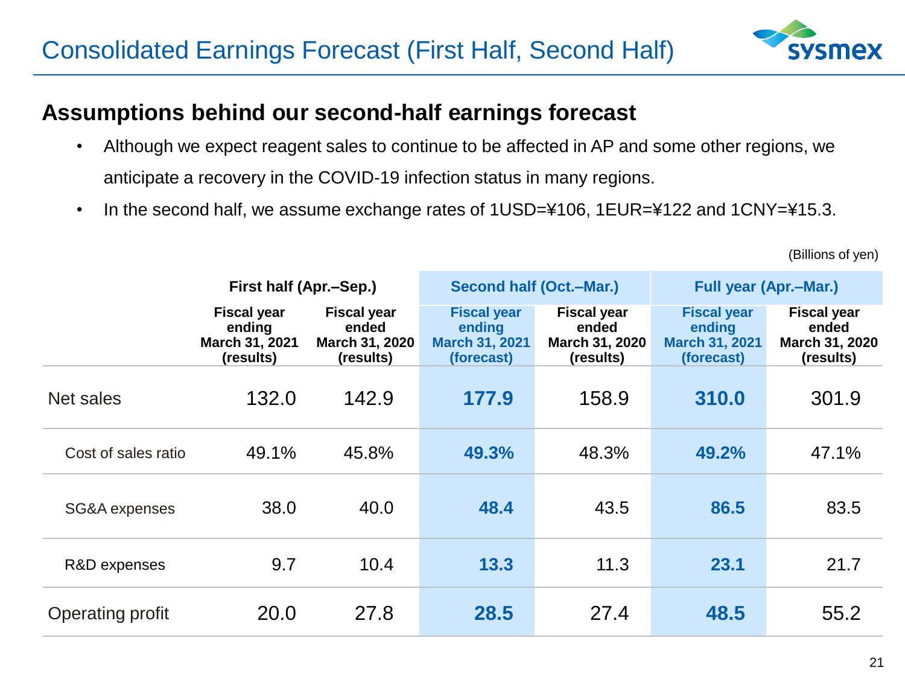# Consolidated Earnings Forecast (First Half, Second Half)

## Assumptions behind our second-half earnings forecast

- Although we expect reagent sales to continue to be affected in AP and some other regions, we anticipate a recovery in the COVID-19 infection status in many regions.
- In the second half, we assume exchange rates of 1USD=¥106, 1EUR=¥122 and 1CNY=¥15.3.

(Billions of yen)

| | First half (Apr.–Sep.) | | Second half (Oct.–Mar.) | | Full year (Apr.–Mar.) | |
|---|---|---|---|---|---|---|
| | Fiscal year ending March 31, 2021 (results) | Fiscal year ended March 31, 2020 (results) | Fiscal year ending March 31, 2021 (forecast) | Fiscal year ended March 31, 2020 (results) | Fiscal year ending March 31, 2021 (forecast) | Fiscal year ended March 31, 2020 (results) |
| Net sales | 132.0 | 142.9 | **177.9** | 158.9 | **310.0** | 301.9 |
| Cost of sales ratio | 49.1% | 45.8% | **49.3%** | 48.3% | **49.2%** | 47.1% |
| SG&A expenses | 38.0 | 40.0 | **48.4** | 43.5 | **86.5** | 83.5 |
| R&D expenses | 9.7 | 10.4 | **13.3** | 11.3 | **23.1** | 21.7 |
| Operating profit | 20.0 | 27.8 | **28.5** | 27.4 | **48.5** | 55.2 |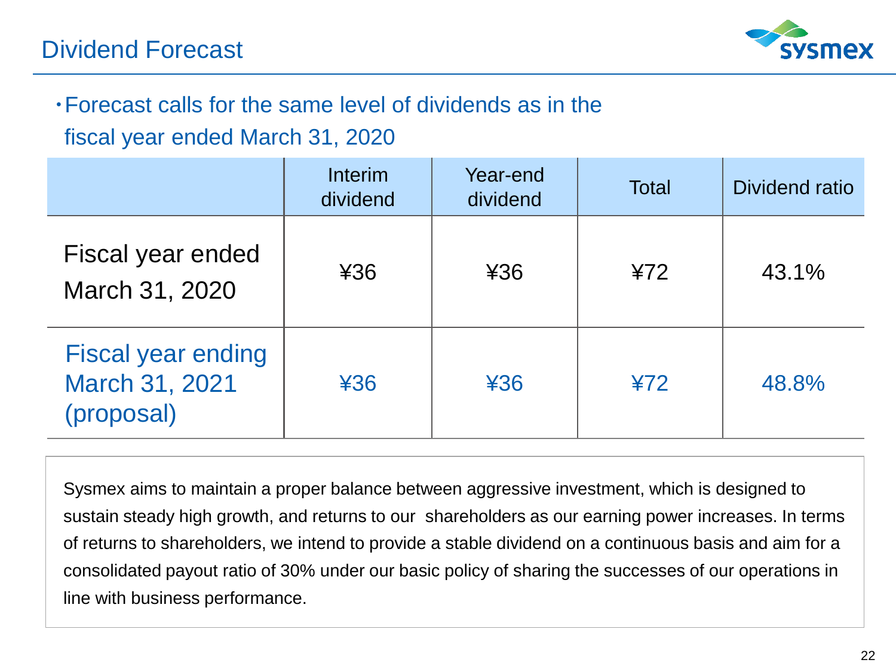# Dividend Forecast

- Forecast calls for the same level of dividends as in the fiscal year ended March 31, 2020

| | Interim dividend | Year-end dividend | Total | Dividend ratio |
|---|---|---|---|---|
| Fiscal year ended March 31, 2020 | ¥36 | ¥36 | ¥72 | 43.1% |
| Fiscal year ending March 31, 2021 (proposal) | ¥36 | ¥36 | ¥72 | 48.8% |

Sysmex aims to maintain a proper balance between aggressive investment, which is designed to sustain steady high growth, and returns to our shareholders as our earning power increases. In terms of returns to shareholders, we intend to provide a stable dividend on a continuous basis and aim for a consolidated payout ratio of 30% under our basic policy of sharing the successes of our operations in line with business performance.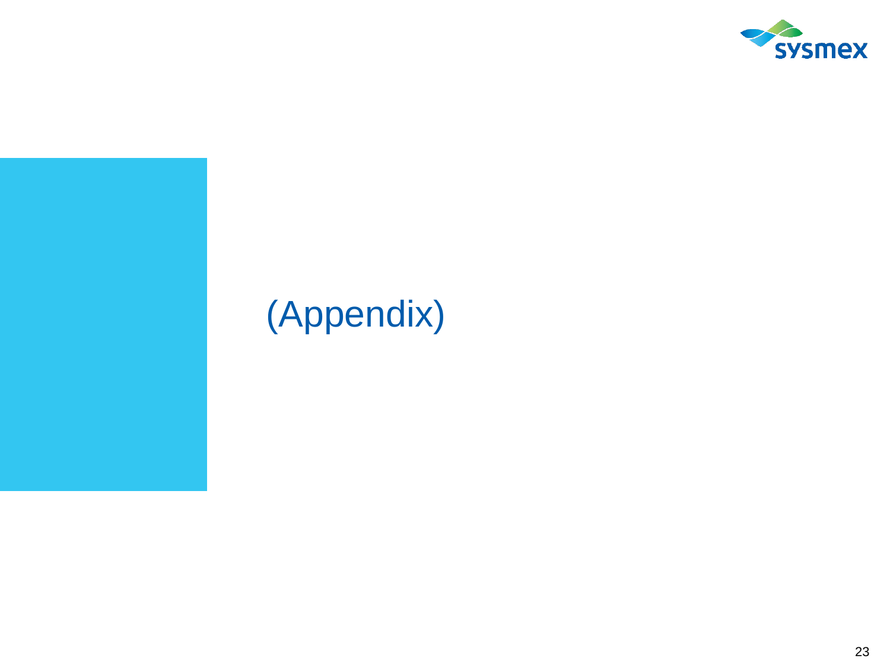# (Appendix)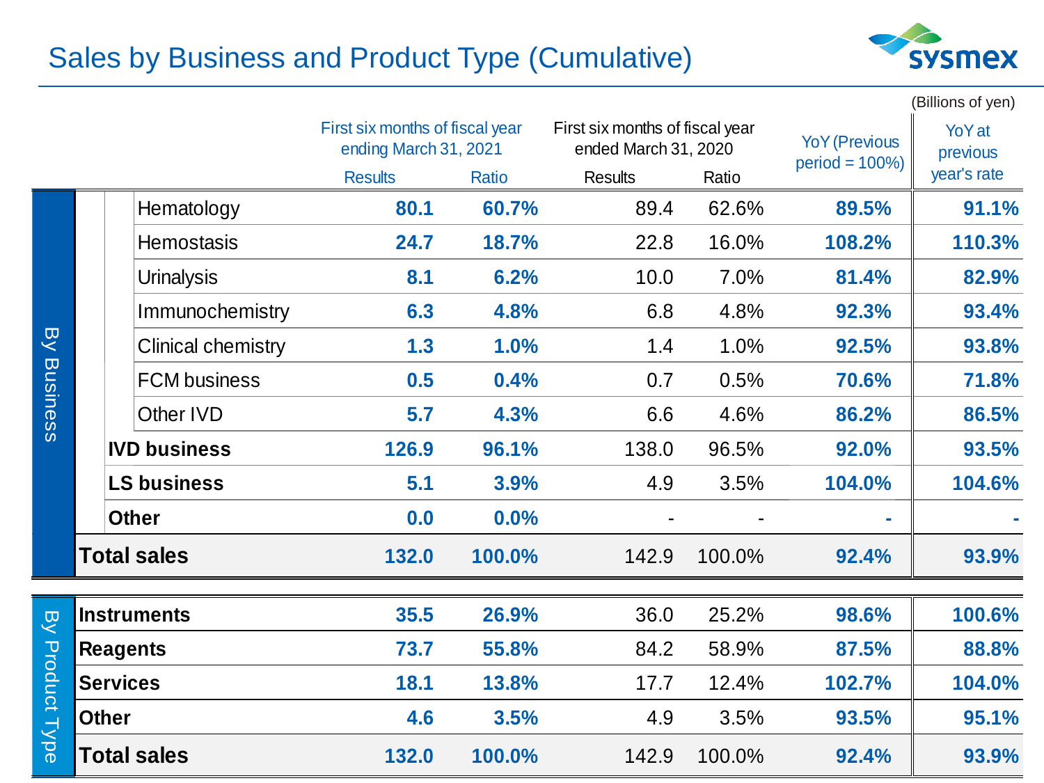# Sales by Business and Product Type (Cumulative)

(Billions of yen)

| | | First six months of fiscal year ending March 31, 2021 | | First six months of fiscal year ended March 31, 2020 | | YoY (Previous period = 100%) | YoY at previous year's rate |
|---|---|---|---|---|---|---|---|
| | | Results | Ratio | Results | Ratio | | |
| By Business | Hematology | 80.1 | 60.7% | 89.4 | 62.6% | 89.5% | 91.1% |
| | Hemostasis | 24.7 | 18.7% | 22.8 | 16.0% | 108.2% | 110.3% |
| | Urinalysis | 8.1 | 6.2% | 10.0 | 7.0% | 81.4% | 82.9% |
| | Immunochemistry | 6.3 | 4.8% | 6.8 | 4.8% | 92.3% | 93.4% |
| | Clinical chemistry | 1.3 | 1.0% | 1.4 | 1.0% | 92.5% | 93.8% |
| | FCM business | 0.5 | 0.4% | 0.7 | 0.5% | 70.6% | 71.8% |
| | Other IVD | 5.7 | 4.3% | 6.6 | 4.6% | 86.2% | 86.5% |
| | **IVD business** | 126.9 | 96.1% | 138.0 | 96.5% | 92.0% | 93.5% |
| | **LS business** | 5.1 | 3.9% | 4.9 | 3.5% | 104.0% | 104.6% |
| | **Other** | 0.0 | 0.0% | - | - | - | - |
| | **Total sales** | 132.0 | 100.0% | 142.9 | 100.0% | 92.4% | 93.9% |
| By Product Type | **Instruments** | 35.5 | 26.9% | 36.0 | 25.2% | 98.6% | 100.6% |
| | **Reagents** | 73.7 | 55.8% | 84.2 | 58.9% | 87.5% | 88.8% |
| | **Services** | 18.1 | 13.8% | 17.7 | 12.4% | 102.7% | 104.0% |
| | **Other** | 4.6 | 3.5% | 4.9 | 3.5% | 93.5% | 95.1% |
| | **Total sales** | 132.0 | 100.0% | 142.9 | 100.0% | 92.4% | 93.9% |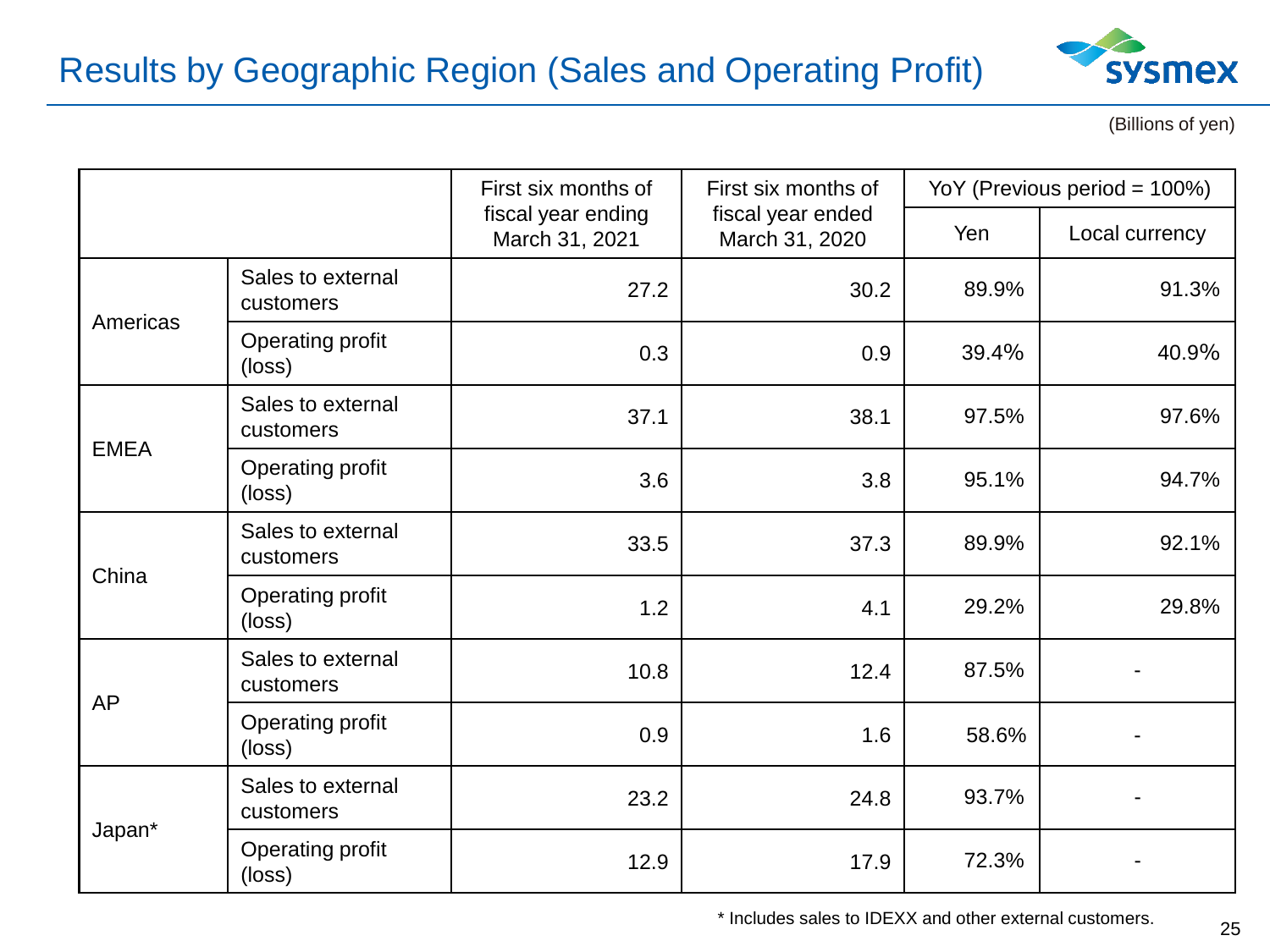# Results by Geographic Region (Sales and Operating Profit)

(Billions of yen)

| | | First six months of fiscal year ending March 31, 2021 | First six months of fiscal year ended March 31, 2020 | YoY (Previous period = 100%) | |
|---|---|---|---|---|---|
| | | | | Yen | Local currency |
| Americas | Sales to external customers | 27.2 | 30.2 | 89.9% | 91.3% |
| | Operating profit (loss) | 0.3 | 0.9 | 39.4% | 40.9% |
| EMEA | Sales to external customers | 37.1 | 38.1 | 97.5% | 97.6% |
| | Operating profit (loss) | 3.6 | 3.8 | 95.1% | 94.7% |
| China | Sales to external customers | 33.5 | 37.3 | 89.9% | 92.1% |
| | Operating profit (loss) | 1.2 | 4.1 | 29.2% | 29.8% |
| AP | Sales to external customers | 10.8 | 12.4 | 87.5% | - |
| | Operating profit (loss) | 0.9 | 1.6 | 58.6% | - |
| Japan* | Sales to external customers | 23.2 | 24.8 | 93.7% | - |
| | Operating profit (loss) | 12.9 | 17.9 | 72.3% | - |

* Includes sales to IDEXX and other external customers.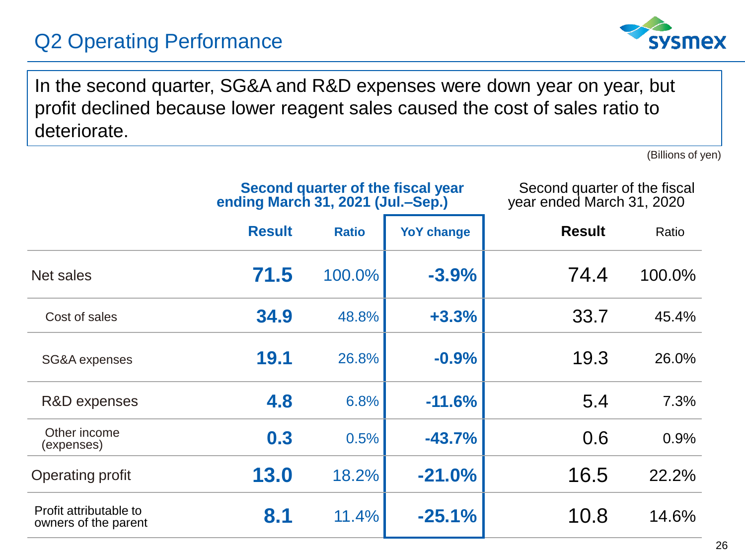# Q2 Operating Performance

In the second quarter, SG&A and R&D expenses were down year on year, but profit declined because lower reagent sales caused the cost of sales ratio to deteriorate.

(Billions of yen)

| | Second quarter of the fiscal year ending March 31, 2021 (Jul.–Sep.) | | | Second quarter of the fiscal year ended March 31, 2020 | |
|---|---|---|---|---|---|
| | **Result** | **Ratio** | **YoY change** | **Result** | **Ratio** |
| Net sales | **71.5** | 100.0% | **-3.9%** | 74.4 | 100.0% |
| Cost of sales | **34.9** | 48.8% | **+3.3%** | 33.7 | 45.4% |
| SG&A expenses | **19.1** | 26.8% | **-0.9%** | 19.3 | 26.0% |
| R&D expenses | **4.8** | 6.8% | **-11.6%** | 5.4 | 7.3% |
| Other income (expenses) | **0.3** | 0.5% | **-43.7%** | 0.6 | 0.9% |
| Operating profit | **13.0** | 18.2% | **-21.0%** | 16.5 | 22.2% |
| Profit attributable to owners of the parent | **8.1** | 11.4% | **-25.1%** | 10.8 | 14.6% |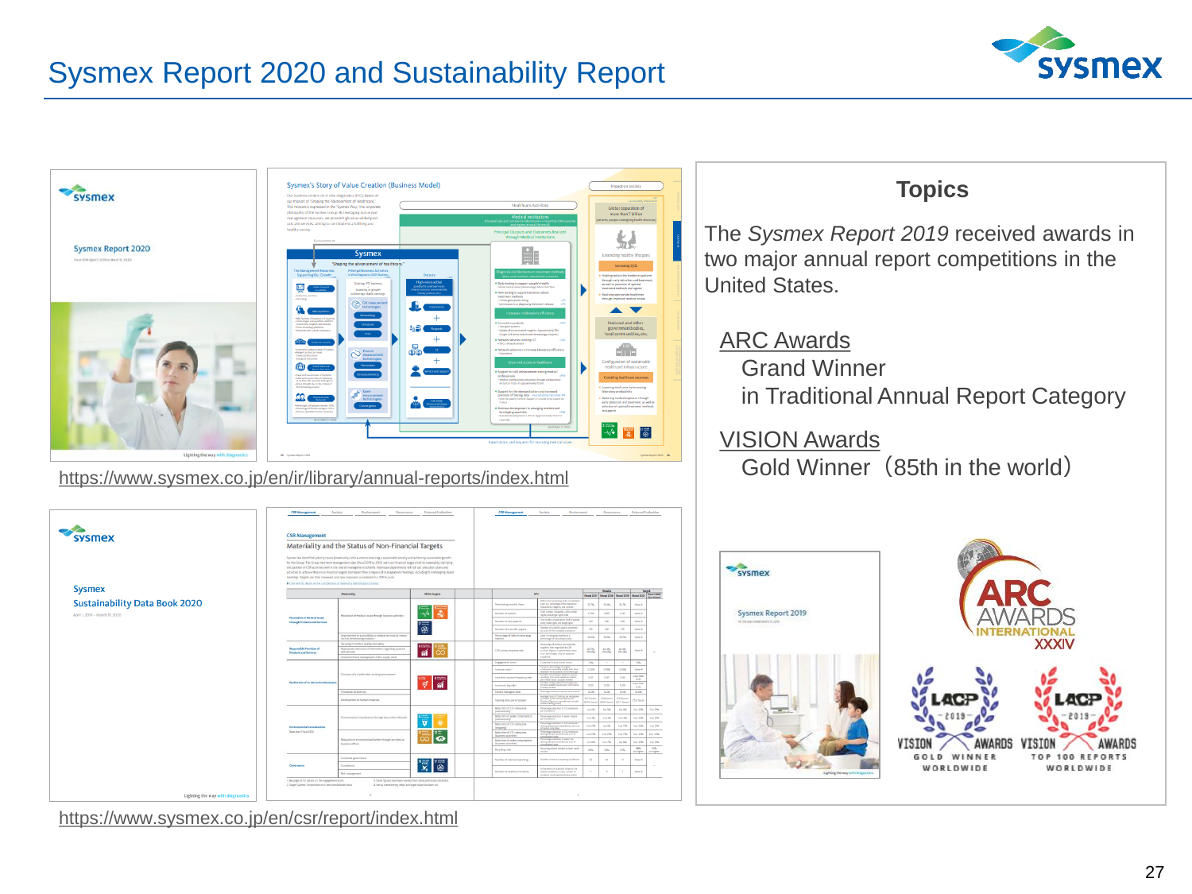# Sysmex Report 2020 and Sustainability Report

https://www.sysmex.co.jp/en/ir/library/annual-reports/index.html

https://www.sysmex.co.jp/en/csr/report/index.html

## Topics

The *Sysmex Report 2019* received awards in two major annual report competitions in the United States.

ARC Awards
Grand Winner
in Traditional Annual Report Category

VISION Awards
Gold Winner（85th in the world）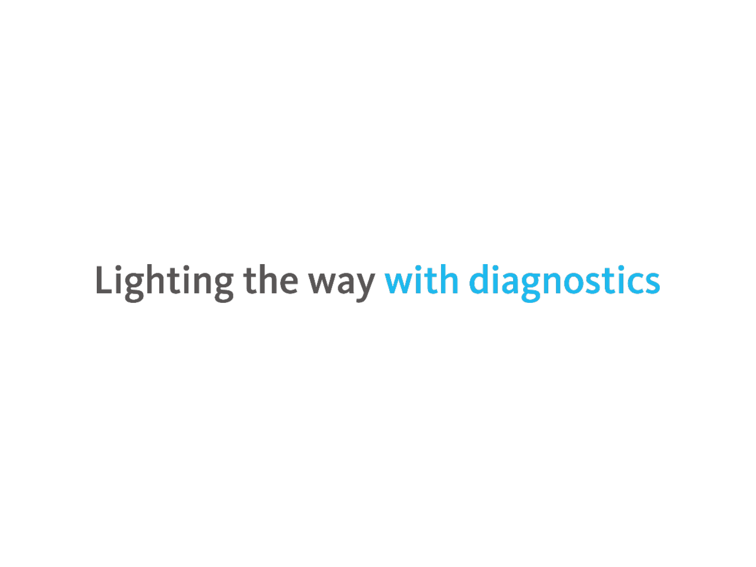Lighting the way with diagnostics